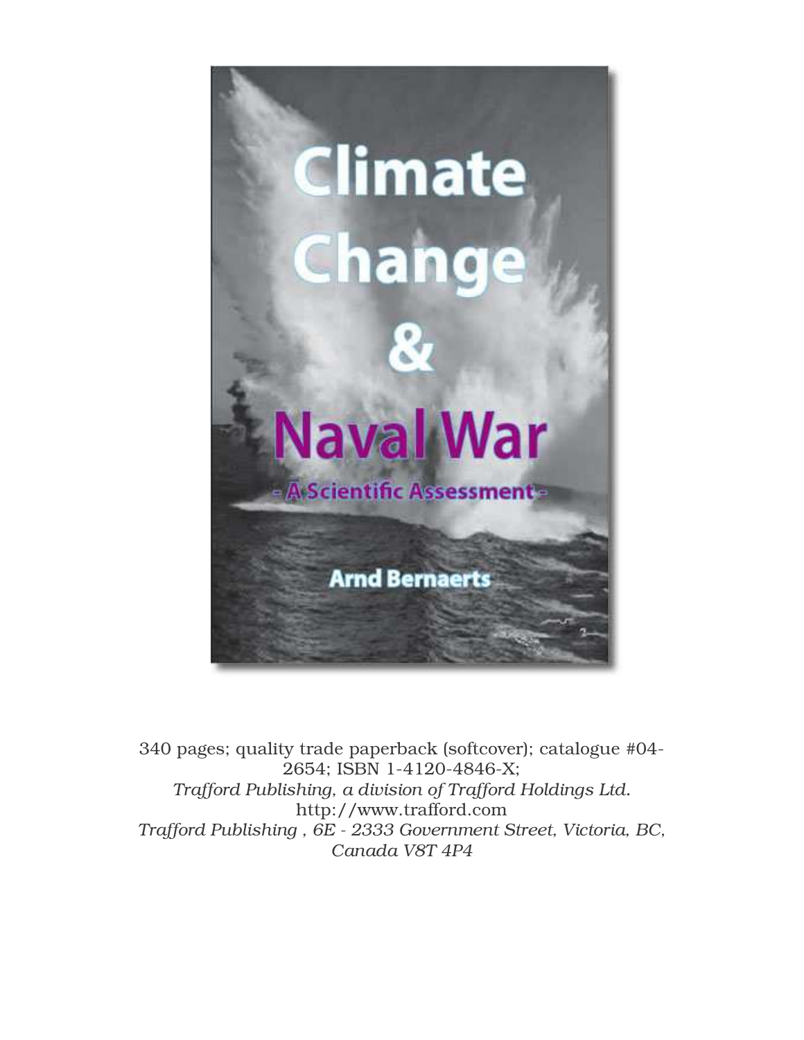# Climate Change & Naval War

## - A Scientific Assessment -

**Arnd Bernaerts**

340 pages; quality trade paperback (softcover); catalogue #04-2654; ISBN 1-4120-4846-X;
*Trafford Publishing, a division of Trafford Holdings Ltd.*
http://www.trafford.com
*Trafford Publishing , 6E - 2333 Government Street, Victoria, BC, Canada V8T 4P4*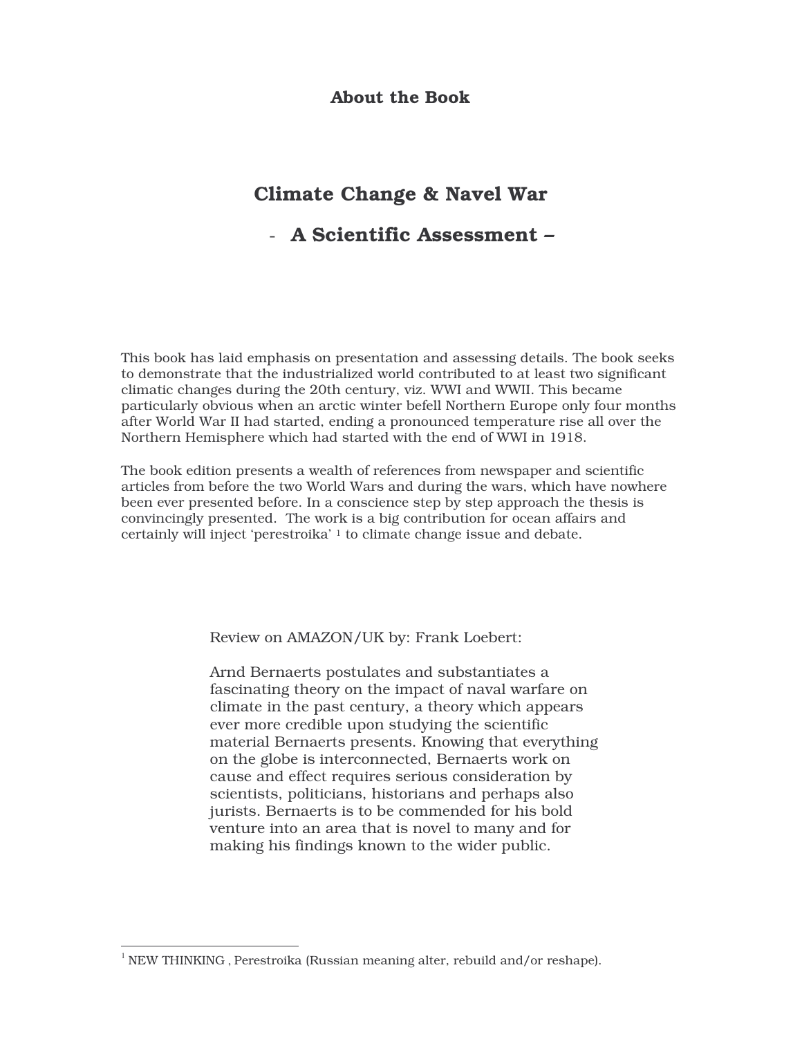## About the Book

# Climate Change & Navel War

## - A Scientific Assessment –

This book has laid emphasis on presentation and assessing details. The book seeks to demonstrate that the industrialized world contributed to at least two significant climatic changes during the 20th century, viz. WWI and WWII. This became particularly obvious when an arctic winter befell Northern Europe only four months after World War II had started, ending a pronounced temperature rise all over the Northern Hemisphere which had started with the end of WWI in 1918.

The book edition presents a wealth of references from newspaper and scientific articles from before the two World Wars and during the wars, which have nowhere been ever presented before. In a conscience step by step approach the thesis is convincingly presented. The work is a big contribution for ocean affairs and certainly will inject 'perestroika' [1] to climate change issue and debate.

> Review on AMAZON/UK by: Frank Loebert:
>
> Arnd Bernaerts postulates and substantiates a fascinating theory on the impact of naval warfare on climate in the past century, a theory which appears ever more credible upon studying the scientific material Bernaerts presents. Knowing that everything on the globe is interconnected, Bernaerts work on cause and effect requires serious consideration by scientists, politicians, historians and perhaps also jurists. Bernaerts is to be commended for his bold venture into an area that is novel to many and for making his findings known to the wider public.

---

[1] NEW THINKING , Perestroika (Russian meaning alter, rebuild and/or reshape).